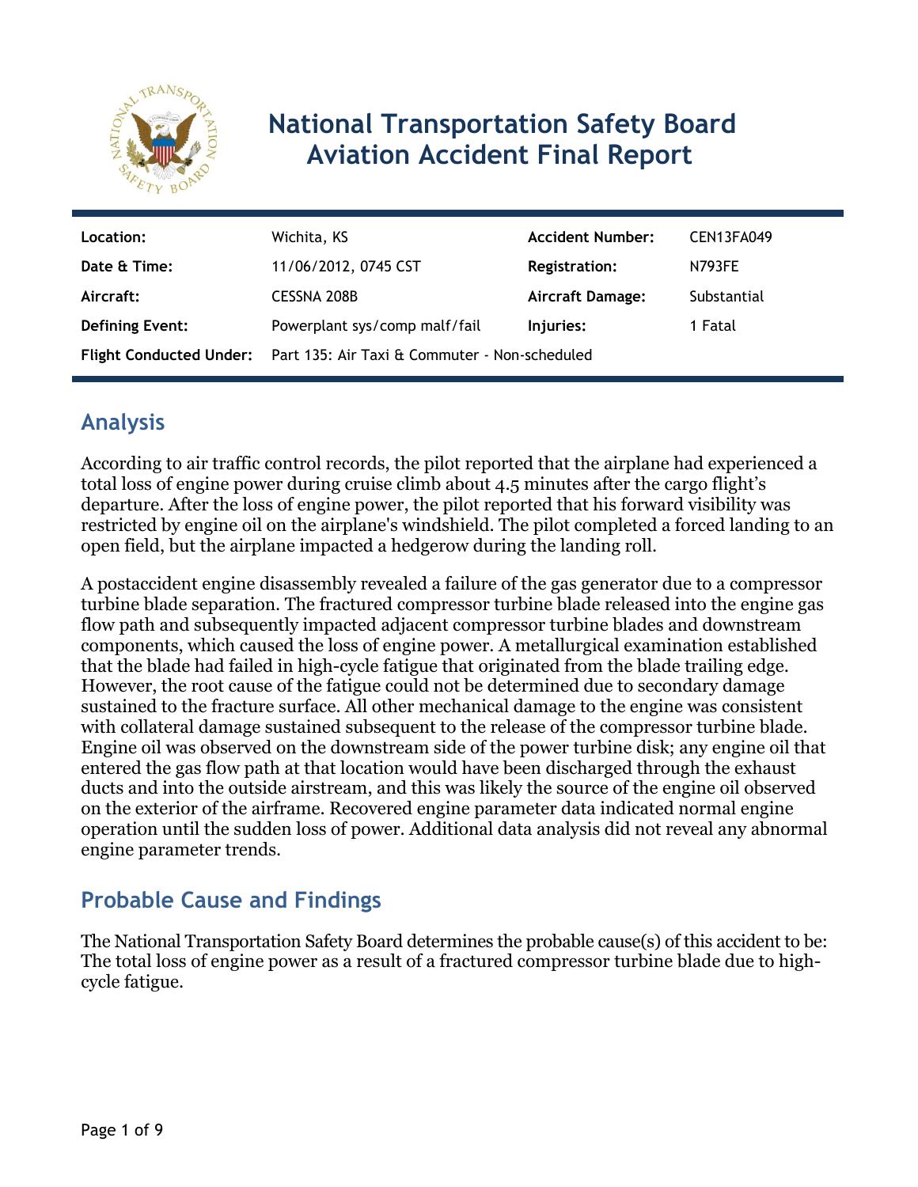# National Transportation Safety Board
## Aviation Accident Final Report

| | | | |
|---|---|---|---|
| **Location:** | Wichita, KS | **Accident Number:** | CEN13FA049 |
| **Date & Time:** | 11/06/2012, 0745 CST | **Registration:** | N793FE |
| **Aircraft:** | CESSNA 208B | **Aircraft Damage:** | Substantial |
| **Defining Event:** | Powerplant sys/comp malf/fail | **Injuries:** | 1 Fatal |
| **Flight Conducted Under:** | Part 135: Air Taxi & Commuter - Non-scheduled | | |

## Analysis

According to air traffic control records, the pilot reported that the airplane had experienced a total loss of engine power during cruise climb about 4.5 minutes after the cargo flight's departure. After the loss of engine power, the pilot reported that his forward visibility was restricted by engine oil on the airplane's windshield. The pilot completed a forced landing to an open field, but the airplane impacted a hedgerow during the landing roll.

A postaccident engine disassembly revealed a failure of the gas generator due to a compressor turbine blade separation. The fractured compressor turbine blade released into the engine gas flow path and subsequently impacted adjacent compressor turbine blades and downstream components, which caused the loss of engine power. A metallurgical examination established that the blade had failed in high-cycle fatigue that originated from the blade trailing edge. However, the root cause of the fatigue could not be determined due to secondary damage sustained to the fracture surface. All other mechanical damage to the engine was consistent with collateral damage sustained subsequent to the release of the compressor turbine blade. Engine oil was observed on the downstream side of the power turbine disk; any engine oil that entered the gas flow path at that location would have been discharged through the exhaust ducts and into the outside airstream, and this was likely the source of the engine oil observed on the exterior of the airframe. Recovered engine parameter data indicated normal engine operation until the sudden loss of power. Additional data analysis did not reveal any abnormal engine parameter trends.

## Probable Cause and Findings

The National Transportation Safety Board determines the probable cause(s) of this accident to be:
The total loss of engine power as a result of a fractured compressor turbine blade due to high-cycle fatigue.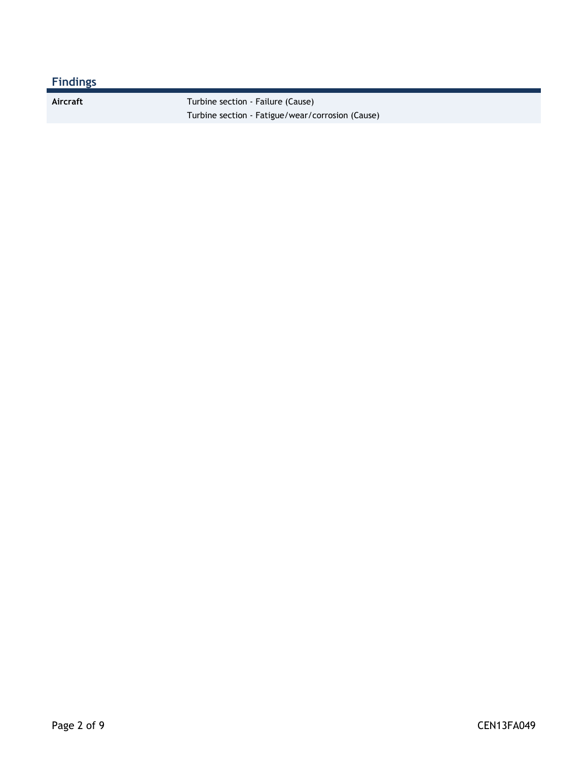## Findings

| Aircraft | Turbine section - Failure (Cause) |
| --- | --- |
| | Turbine section - Fatigue/wear/corrosion (Cause) |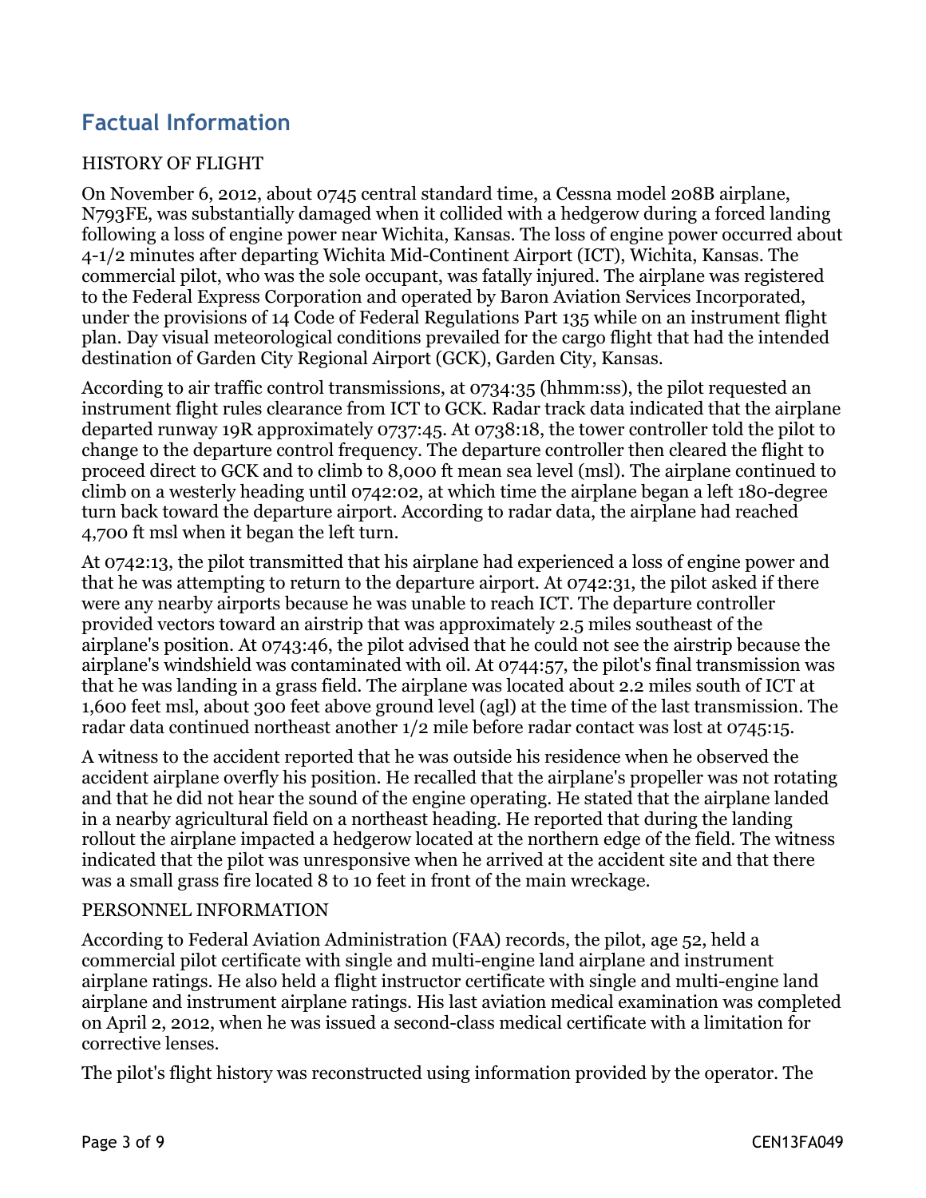## Factual Information

HISTORY OF FLIGHT

On November 6, 2012, about 0745 central standard time, a Cessna model 208B airplane, N793FE, was substantially damaged when it collided with a hedgerow during a forced landing following a loss of engine power near Wichita, Kansas. The loss of engine power occurred about 4-1/2 minutes after departing Wichita Mid-Continent Airport (ICT), Wichita, Kansas. The commercial pilot, who was the sole occupant, was fatally injured. The airplane was registered to the Federal Express Corporation and operated by Baron Aviation Services Incorporated, under the provisions of 14 Code of Federal Regulations Part 135 while on an instrument flight plan. Day visual meteorological conditions prevailed for the cargo flight that had the intended destination of Garden City Regional Airport (GCK), Garden City, Kansas.

According to air traffic control transmissions, at 0734:35 (hhmm:ss), the pilot requested an instrument flight rules clearance from ICT to GCK. Radar track data indicated that the airplane departed runway 19R approximately 0737:45. At 0738:18, the tower controller told the pilot to change to the departure control frequency. The departure controller then cleared the flight to proceed direct to GCK and to climb to 8,000 ft mean sea level (msl). The airplane continued to climb on a westerly heading until 0742:02, at which time the airplane began a left 180-degree turn back toward the departure airport. According to radar data, the airplane had reached 4,700 ft msl when it began the left turn.

At 0742:13, the pilot transmitted that his airplane had experienced a loss of engine power and that he was attempting to return to the departure airport. At 0742:31, the pilot asked if there were any nearby airports because he was unable to reach ICT. The departure controller provided vectors toward an airstrip that was approximately 2.5 miles southeast of the airplane's position. At 0743:46, the pilot advised that he could not see the airstrip because the airplane's windshield was contaminated with oil. At 0744:57, the pilot's final transmission was that he was landing in a grass field. The airplane was located about 2.2 miles south of ICT at 1,600 feet msl, about 300 feet above ground level (agl) at the time of the last transmission. The radar data continued northeast another 1/2 mile before radar contact was lost at 0745:15.

A witness to the accident reported that he was outside his residence when he observed the accident airplane overfly his position. He recalled that the airplane's propeller was not rotating and that he did not hear the sound of the engine operating. He stated that the airplane landed in a nearby agricultural field on a northeast heading. He reported that during the landing rollout the airplane impacted a hedgerow located at the northern edge of the field. The witness indicated that the pilot was unresponsive when he arrived at the accident site and that there was a small grass fire located 8 to 10 feet in front of the main wreckage.

PERSONNEL INFORMATION

According to Federal Aviation Administration (FAA) records, the pilot, age 52, held a commercial pilot certificate with single and multi-engine land airplane and instrument airplane ratings. He also held a flight instructor certificate with single and multi-engine land airplane and instrument airplane ratings. His last aviation medical examination was completed on April 2, 2012, when he was issued a second-class medical certificate with a limitation for corrective lenses.

The pilot's flight history was reconstructed using information provided by the operator. The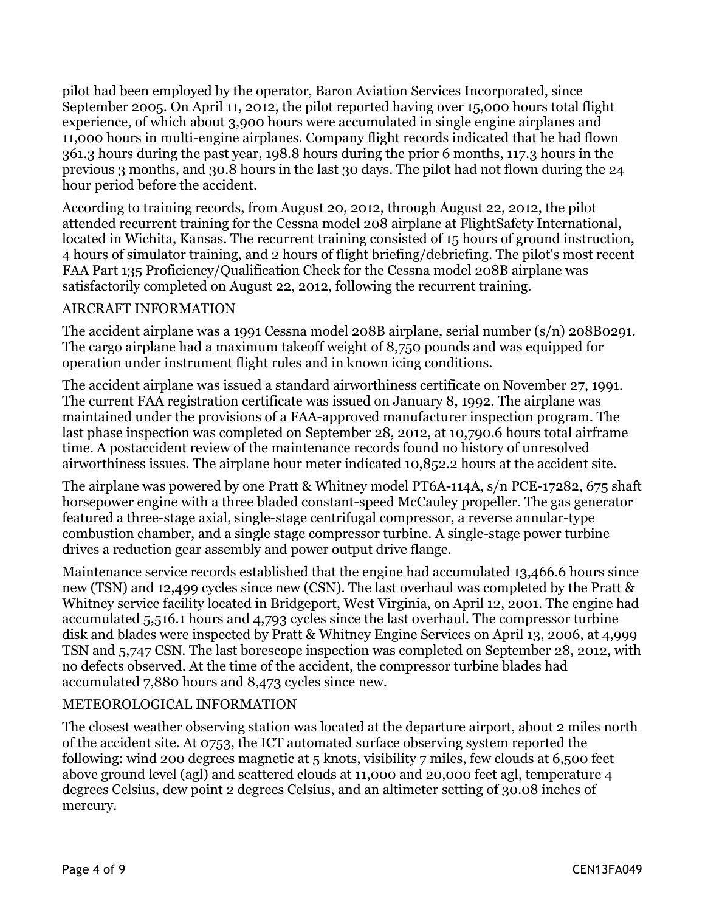pilot had been employed by the operator, Baron Aviation Services Incorporated, since September 2005. On April 11, 2012, the pilot reported having over 15,000 hours total flight experience, of which about 3,900 hours were accumulated in single engine airplanes and 11,000 hours in multi-engine airplanes. Company flight records indicated that he had flown 361.3 hours during the past year, 198.8 hours during the prior 6 months, 117.3 hours in the previous 3 months, and 30.8 hours in the last 30 days. The pilot had not flown during the 24 hour period before the accident.

According to training records, from August 20, 2012, through August 22, 2012, the pilot attended recurrent training for the Cessna model 208 airplane at FlightSafety International, located in Wichita, Kansas. The recurrent training consisted of 15 hours of ground instruction, 4 hours of simulator training, and 2 hours of flight briefing/debriefing. The pilot's most recent FAA Part 135 Proficiency/Qualification Check for the Cessna model 208B airplane was satisfactorily completed on August 22, 2012, following the recurrent training.

## AIRCRAFT INFORMATION

The accident airplane was a 1991 Cessna model 208B airplane, serial number (s/n) 208B0291. The cargo airplane had a maximum takeoff weight of 8,750 pounds and was equipped for operation under instrument flight rules and in known icing conditions.

The accident airplane was issued a standard airworthiness certificate on November 27, 1991. The current FAA registration certificate was issued on January 8, 1992. The airplane was maintained under the provisions of a FAA-approved manufacturer inspection program. The last phase inspection was completed on September 28, 2012, at 10,790.6 hours total airframe time. A postaccident review of the maintenance records found no history of unresolved airworthiness issues. The airplane hour meter indicated 10,852.2 hours at the accident site.

The airplane was powered by one Pratt & Whitney model PT6A-114A, s/n PCE-17282, 675 shaft horsepower engine with a three bladed constant-speed McCauley propeller. The gas generator featured a three-stage axial, single-stage centrifugal compressor, a reverse annular-type combustion chamber, and a single stage compressor turbine. A single-stage power turbine drives a reduction gear assembly and power output drive flange.

Maintenance service records established that the engine had accumulated 13,466.6 hours since new (TSN) and 12,499 cycles since new (CSN). The last overhaul was completed by the Pratt & Whitney service facility located in Bridgeport, West Virginia, on April 12, 2001. The engine had accumulated 5,516.1 hours and 4,793 cycles since the last overhaul. The compressor turbine disk and blades were inspected by Pratt & Whitney Engine Services on April 13, 2006, at 4,999 TSN and 5,747 CSN. The last borescope inspection was completed on September 28, 2012, with no defects observed. At the time of the accident, the compressor turbine blades had accumulated 7,880 hours and 8,473 cycles since new.

## METEOROLOGICAL INFORMATION

The closest weather observing station was located at the departure airport, about 2 miles north of the accident site. At 0753, the ICT automated surface observing system reported the following: wind 200 degrees magnetic at 5 knots, visibility 7 miles, few clouds at 6,500 feet above ground level (agl) and scattered clouds at 11,000 and 20,000 feet agl, temperature 4 degrees Celsius, dew point 2 degrees Celsius, and an altimeter setting of 30.08 inches of mercury.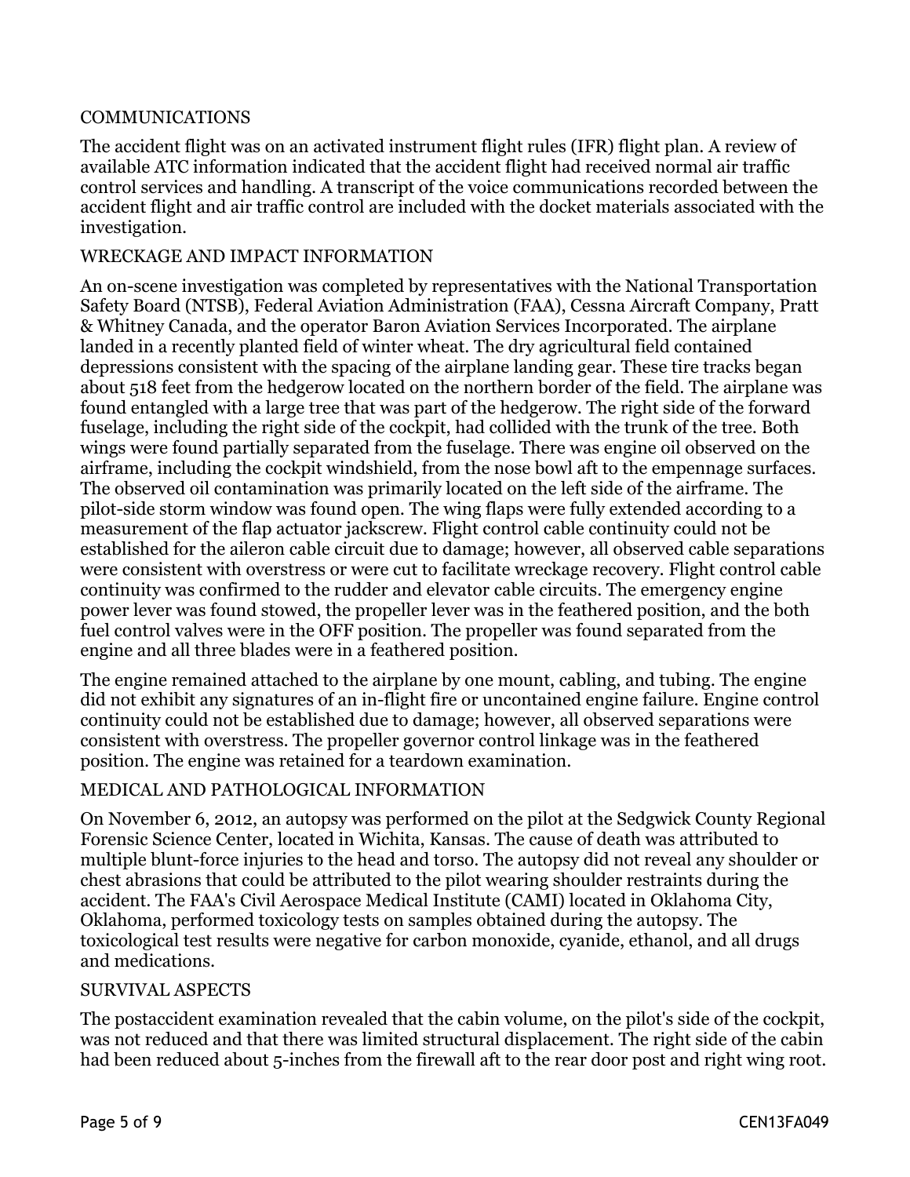## COMMUNICATIONS

The accident flight was on an activated instrument flight rules (IFR) flight plan. A review of available ATC information indicated that the accident flight had received normal air traffic control services and handling. A transcript of the voice communications recorded between the accident flight and air traffic control are included with the docket materials associated with the investigation.

## WRECKAGE AND IMPACT INFORMATION

An on-scene investigation was completed by representatives with the National Transportation Safety Board (NTSB), Federal Aviation Administration (FAA), Cessna Aircraft Company, Pratt & Whitney Canada, and the operator Baron Aviation Services Incorporated. The airplane landed in a recently planted field of winter wheat. The dry agricultural field contained depressions consistent with the spacing of the airplane landing gear. These tire tracks began about 518 feet from the hedgerow located on the northern border of the field. The airplane was found entangled with a large tree that was part of the hedgerow. The right side of the forward fuselage, including the right side of the cockpit, had collided with the trunk of the tree. Both wings were found partially separated from the fuselage. There was engine oil observed on the airframe, including the cockpit windshield, from the nose bowl aft to the empennage surfaces. The observed oil contamination was primarily located on the left side of the airframe. The pilot-side storm window was found open. The wing flaps were fully extended according to a measurement of the flap actuator jackscrew. Flight control cable continuity could not be established for the aileron cable circuit due to damage; however, all observed cable separations were consistent with overstress or were cut to facilitate wreckage recovery. Flight control cable continuity was confirmed to the rudder and elevator cable circuits. The emergency engine power lever was found stowed, the propeller lever was in the feathered position, and the both fuel control valves were in the OFF position. The propeller was found separated from the engine and all three blades were in a feathered position.

The engine remained attached to the airplane by one mount, cabling, and tubing. The engine did not exhibit any signatures of an in-flight fire or uncontained engine failure. Engine control continuity could not be established due to damage; however, all observed separations were consistent with overstress. The propeller governor control linkage was in the feathered position. The engine was retained for a teardown examination.

## MEDICAL AND PATHOLOGICAL INFORMATION

On November 6, 2012, an autopsy was performed on the pilot at the Sedgwick County Regional Forensic Science Center, located in Wichita, Kansas. The cause of death was attributed to multiple blunt-force injuries to the head and torso. The autopsy did not reveal any shoulder or chest abrasions that could be attributed to the pilot wearing shoulder restraints during the accident. The FAA's Civil Aerospace Medical Institute (CAMI) located in Oklahoma City, Oklahoma, performed toxicology tests on samples obtained during the autopsy. The toxicological test results were negative for carbon monoxide, cyanide, ethanol, and all drugs and medications.

## SURVIVAL ASPECTS

The postaccident examination revealed that the cabin volume, on the pilot's side of the cockpit, was not reduced and that there was limited structural displacement. The right side of the cabin had been reduced about 5-inches from the firewall aft to the rear door post and right wing root.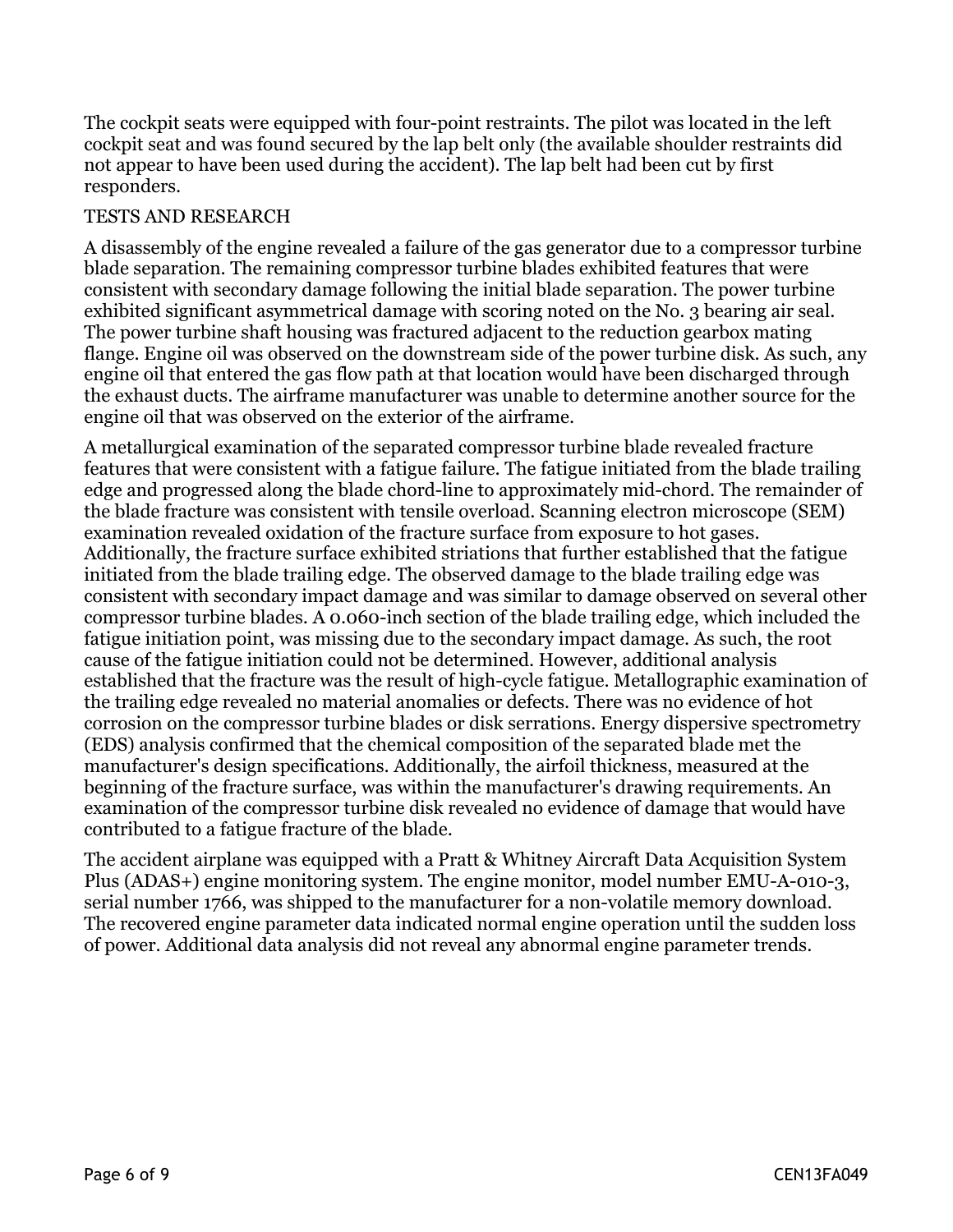The cockpit seats were equipped with four-point restraints. The pilot was located in the left cockpit seat and was found secured by the lap belt only (the available shoulder restraints did not appear to have been used during the accident). The lap belt had been cut by first responders.

## TESTS AND RESEARCH

A disassembly of the engine revealed a failure of the gas generator due to a compressor turbine blade separation. The remaining compressor turbine blades exhibited features that were consistent with secondary damage following the initial blade separation. The power turbine exhibited significant asymmetrical damage with scoring noted on the No. 3 bearing air seal. The power turbine shaft housing was fractured adjacent to the reduction gearbox mating flange. Engine oil was observed on the downstream side of the power turbine disk. As such, any engine oil that entered the gas flow path at that location would have been discharged through the exhaust ducts. The airframe manufacturer was unable to determine another source for the engine oil that was observed on the exterior of the airframe.

A metallurgical examination of the separated compressor turbine blade revealed fracture features that were consistent with a fatigue failure. The fatigue initiated from the blade trailing edge and progressed along the blade chord-line to approximately mid-chord. The remainder of the blade fracture was consistent with tensile overload. Scanning electron microscope (SEM) examination revealed oxidation of the fracture surface from exposure to hot gases. Additionally, the fracture surface exhibited striations that further established that the fatigue initiated from the blade trailing edge. The observed damage to the blade trailing edge was consistent with secondary impact damage and was similar to damage observed on several other compressor turbine blades. A 0.060-inch section of the blade trailing edge, which included the fatigue initiation point, was missing due to the secondary impact damage. As such, the root cause of the fatigue initiation could not be determined. However, additional analysis established that the fracture was the result of high-cycle fatigue. Metallographic examination of the trailing edge revealed no material anomalies or defects. There was no evidence of hot corrosion on the compressor turbine blades or disk serrations. Energy dispersive spectrometry (EDS) analysis confirmed that the chemical composition of the separated blade met the manufacturer's design specifications. Additionally, the airfoil thickness, measured at the beginning of the fracture surface, was within the manufacturer's drawing requirements. An examination of the compressor turbine disk revealed no evidence of damage that would have contributed to a fatigue fracture of the blade.

The accident airplane was equipped with a Pratt & Whitney Aircraft Data Acquisition System Plus (ADAS+) engine monitoring system. The engine monitor, model number EMU-A-010-3, serial number 1766, was shipped to the manufacturer for a non-volatile memory download. The recovered engine parameter data indicated normal engine operation until the sudden loss of power. Additional data analysis did not reveal any abnormal engine parameter trends.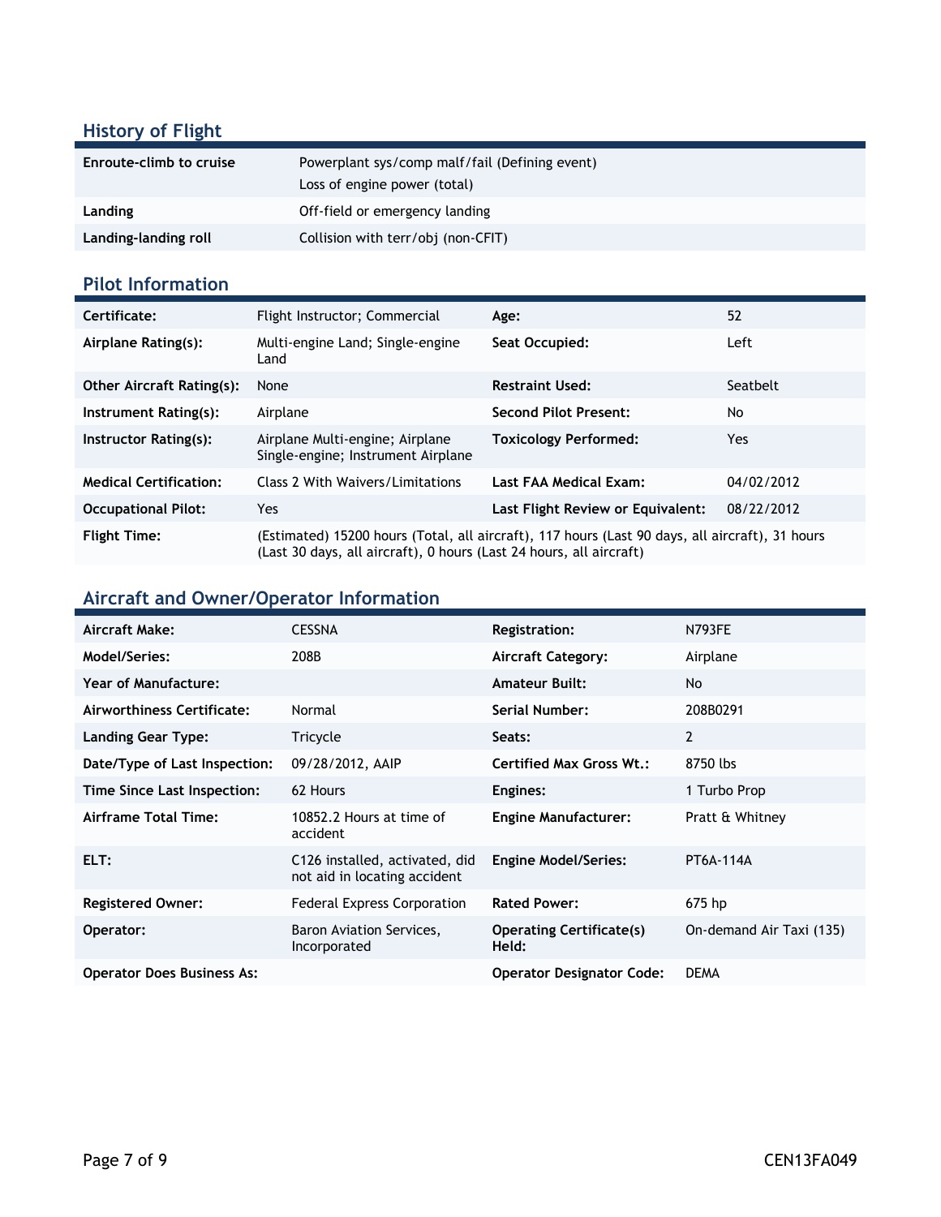## History of Flight

| | |
|---|---|
| Enroute-climb to cruise | Powerplant sys/comp malf/fail (Defining event) |
| | Loss of engine power (total) |
| Landing | Off-field or emergency landing |
| Landing-landing roll | Collision with terr/obj (non-CFIT) |

## Pilot Information

| | | | |
|---|---|---|---|
| **Certificate:** | Flight Instructor; Commercial | **Age:** | 52 |
| **Airplane Rating(s):** | Multi-engine Land; Single-engine Land | **Seat Occupied:** | Left |
| **Other Aircraft Rating(s):** | None | **Restraint Used:** | Seatbelt |
| **Instrument Rating(s):** | Airplane | **Second Pilot Present:** | No |
| **Instructor Rating(s):** | Airplane Multi-engine; Airplane Single-engine; Instrument Airplane | **Toxicology Performed:** | Yes |
| **Medical Certification:** | Class 2 With Waivers/Limitations | **Last FAA Medical Exam:** | 04/02/2012 |
| **Occupational Pilot:** | Yes | **Last Flight Review or Equivalent:** | 08/22/2012 |
| **Flight Time:** | (Estimated) 15200 hours (Total, all aircraft), 117 hours (Last 90 days, all aircraft), 31 hours (Last 30 days, all aircraft), 0 hours (Last 24 hours, all aircraft) | | |

## Aircraft and Owner/Operator Information

| | | | |
|---|---|---|---|
| **Aircraft Make:** | CESSNA | **Registration:** | N793FE |
| **Model/Series:** | 208B | **Aircraft Category:** | Airplane |
| **Year of Manufacture:** | | **Amateur Built:** | No |
| **Airworthiness Certificate:** | Normal | **Serial Number:** | 208B0291 |
| **Landing Gear Type:** | Tricycle | **Seats:** | 2 |
| **Date/Type of Last Inspection:** | 09/28/2012, AAIP | **Certified Max Gross Wt.:** | 8750 lbs |
| **Time Since Last Inspection:** | 62 Hours | **Engines:** | 1 Turbo Prop |
| **Airframe Total Time:** | 10852.2 Hours at time of accident | **Engine Manufacturer:** | Pratt & Whitney |
| **ELT:** | C126 installed, activated, did not aid in locating accident | **Engine Model/Series:** | PT6A-114A |
| **Registered Owner:** | Federal Express Corporation | **Rated Power:** | 675 hp |
| **Operator:** | Baron Aviation Services, Incorporated | **Operating Certificate(s) Held:** | On-demand Air Taxi (135) |
| **Operator Does Business As:** | | **Operator Designator Code:** | DEMA |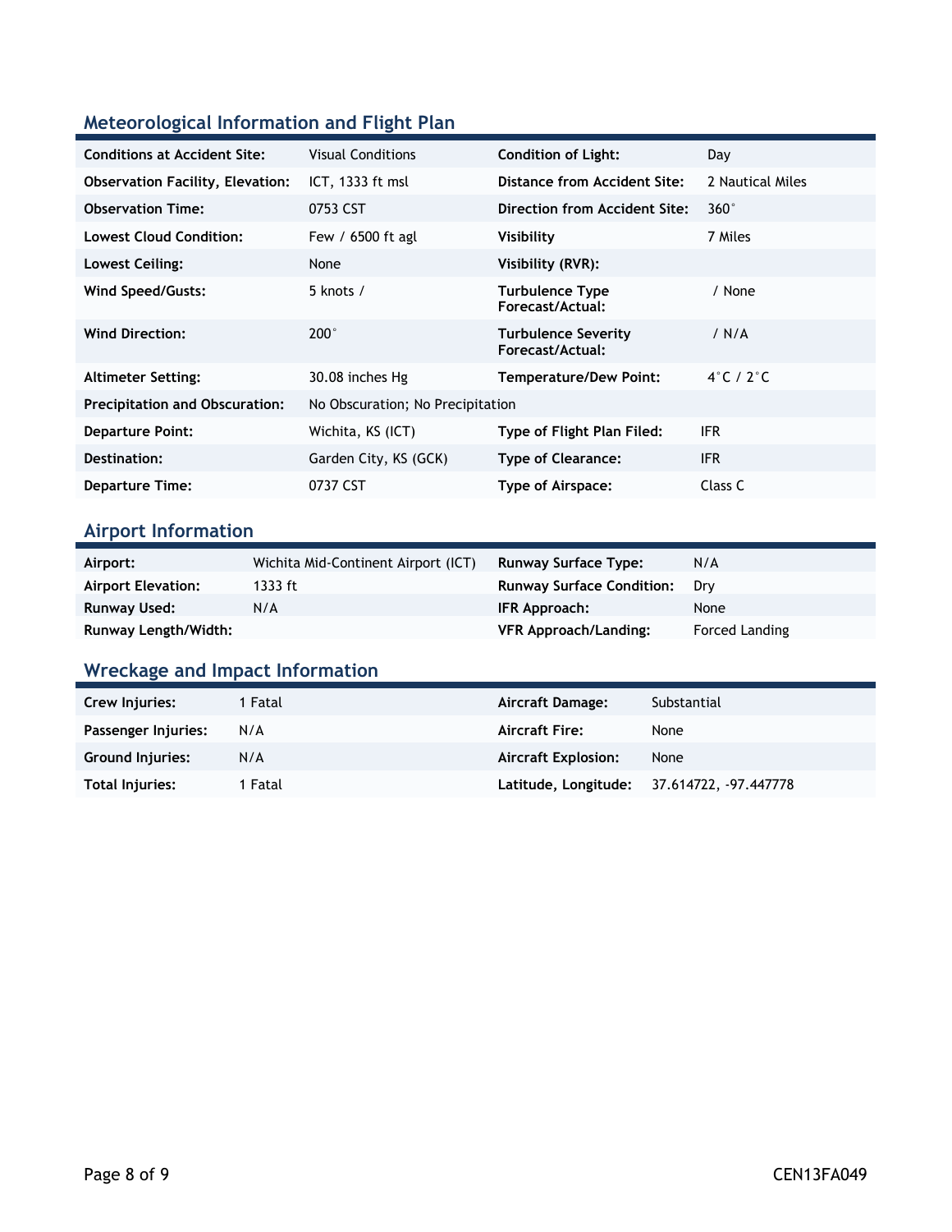## Meteorological Information and Flight Plan

| | | | |
|---|---|---|---|
| **Conditions at Accident Site:** | Visual Conditions | **Condition of Light:** | Day |
| **Observation Facility, Elevation:** | ICT, 1333 ft msl | **Distance from Accident Site:** | 2 Nautical Miles |
| **Observation Time:** | 0753 CST | **Direction from Accident Site:** | 360° |
| **Lowest Cloud Condition:** | Few / 6500 ft agl | **Visibility** | 7 Miles |
| **Lowest Ceiling:** | None | **Visibility (RVR):** | |
| **Wind Speed/Gusts:** | 5 knots / | **Turbulence Type Forecast/Actual:** | / None |
| **Wind Direction:** | 200° | **Turbulence Severity Forecast/Actual:** | / N/A |
| **Altimeter Setting:** | 30.08 inches Hg | **Temperature/Dew Point:** | 4°C / 2°C |
| **Precipitation and Obscuration:** | No Obscuration; No Precipitation | | |
| **Departure Point:** | Wichita, KS (ICT) | **Type of Flight Plan Filed:** | IFR |
| **Destination:** | Garden City, KS (GCK) | **Type of Clearance:** | IFR |
| **Departure Time:** | 0737 CST | **Type of Airspace:** | Class C |

## Airport Information

| | | | |
|---|---|---|---|
| **Airport:** | Wichita Mid-Continent Airport (ICT) | **Runway Surface Type:** | N/A |
| **Airport Elevation:** | 1333 ft | **Runway Surface Condition:** | Dry |
| **Runway Used:** | N/A | **IFR Approach:** | None |
| **Runway Length/Width:** | | **VFR Approach/Landing:** | Forced Landing |

## Wreckage and Impact Information

| | | | |
|---|---|---|---|
| **Crew Injuries:** | 1 Fatal | **Aircraft Damage:** | Substantial |
| **Passenger Injuries:** | N/A | **Aircraft Fire:** | None |
| **Ground Injuries:** | N/A | **Aircraft Explosion:** | None |
| **Total Injuries:** | 1 Fatal | **Latitude, Longitude:** | 37.614722, -97.447778 |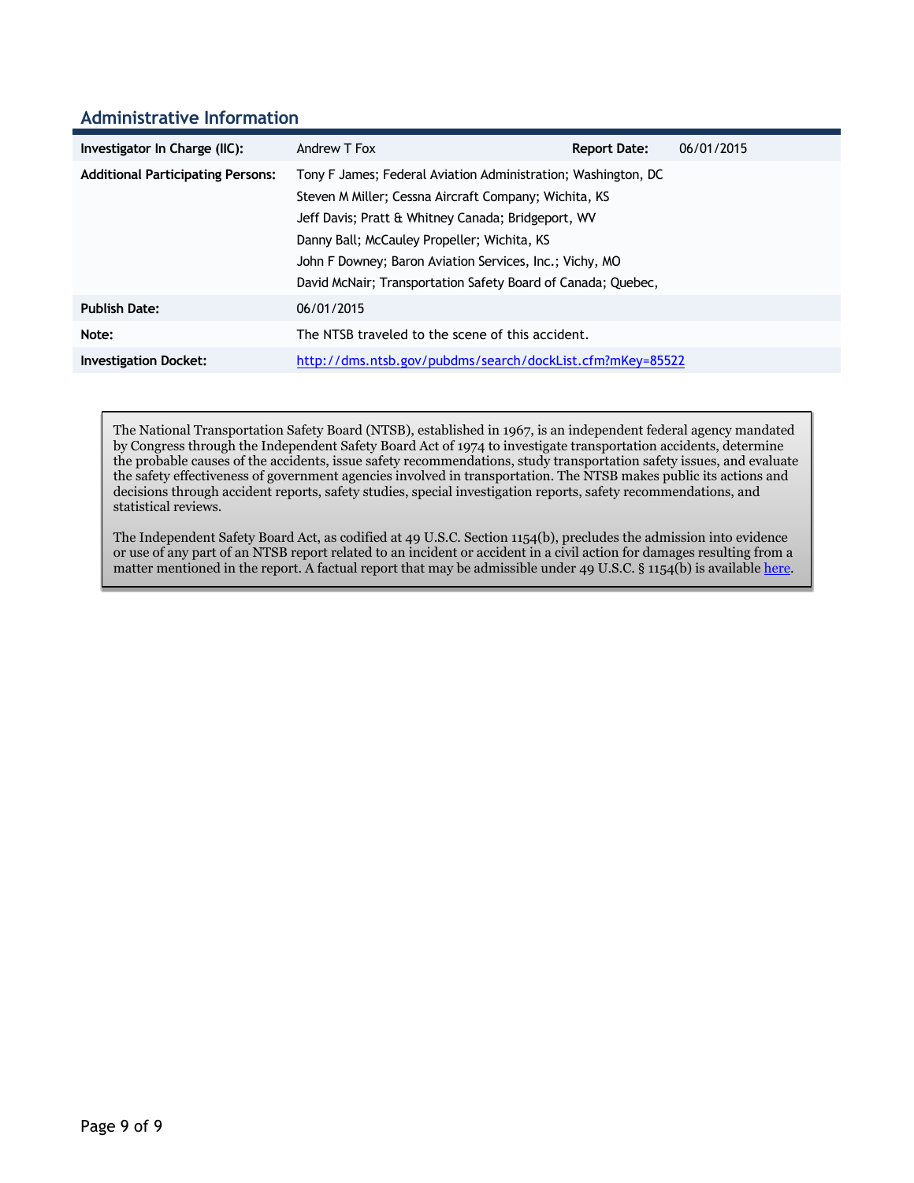## Administrative Information

| | | | |
|---|---|---|---|
| **Investigator In Charge (IIC):** | Andrew T Fox | **Report Date:** | 06/01/2015 |
| **Additional Participating Persons:** | Tony F James; Federal Aviation Administration; Washington, DC<br>Steven M Miller; Cessna Aircraft Company; Wichita, KS<br>Jeff Davis; Pratt & Whitney Canada; Bridgeport, WV<br>Danny Ball; McCauley Propeller; Wichita, KS<br>John F Downey; Baron Aviation Services, Inc.; Vichy, MO<br>David McNair; Transportation Safety Board of Canada; Quebec, | | |
| **Publish Date:** | 06/01/2015 | | |
| **Note:** | The NTSB traveled to the scene of this accident. | | |
| **Investigation Docket:** | [http://dms.ntsb.gov/pubdms/search/dockList.cfm?mKey=85522](http://dms.ntsb.gov/pubdms/search/dockList.cfm?mKey=85522) | | |

The National Transportation Safety Board (NTSB), established in 1967, is an independent federal agency mandated by Congress through the Independent Safety Board Act of 1974 to investigate transportation accidents, determine the probable causes of the accidents, issue safety recommendations, study transportation safety issues, and evaluate the safety effectiveness of government agencies involved in transportation. The NTSB makes public its actions and decisions through accident reports, safety studies, special investigation reports, safety recommendations, and statistical reviews.

The Independent Safety Board Act, as codified at 49 U.S.C. Section 1154(b), precludes the admission into evidence or use of any part of an NTSB report related to an incident or accident in a civil action for damages resulting from a matter mentioned in the report. A factual report that may be admissible under 49 U.S.C. § 1154(b) is available here.